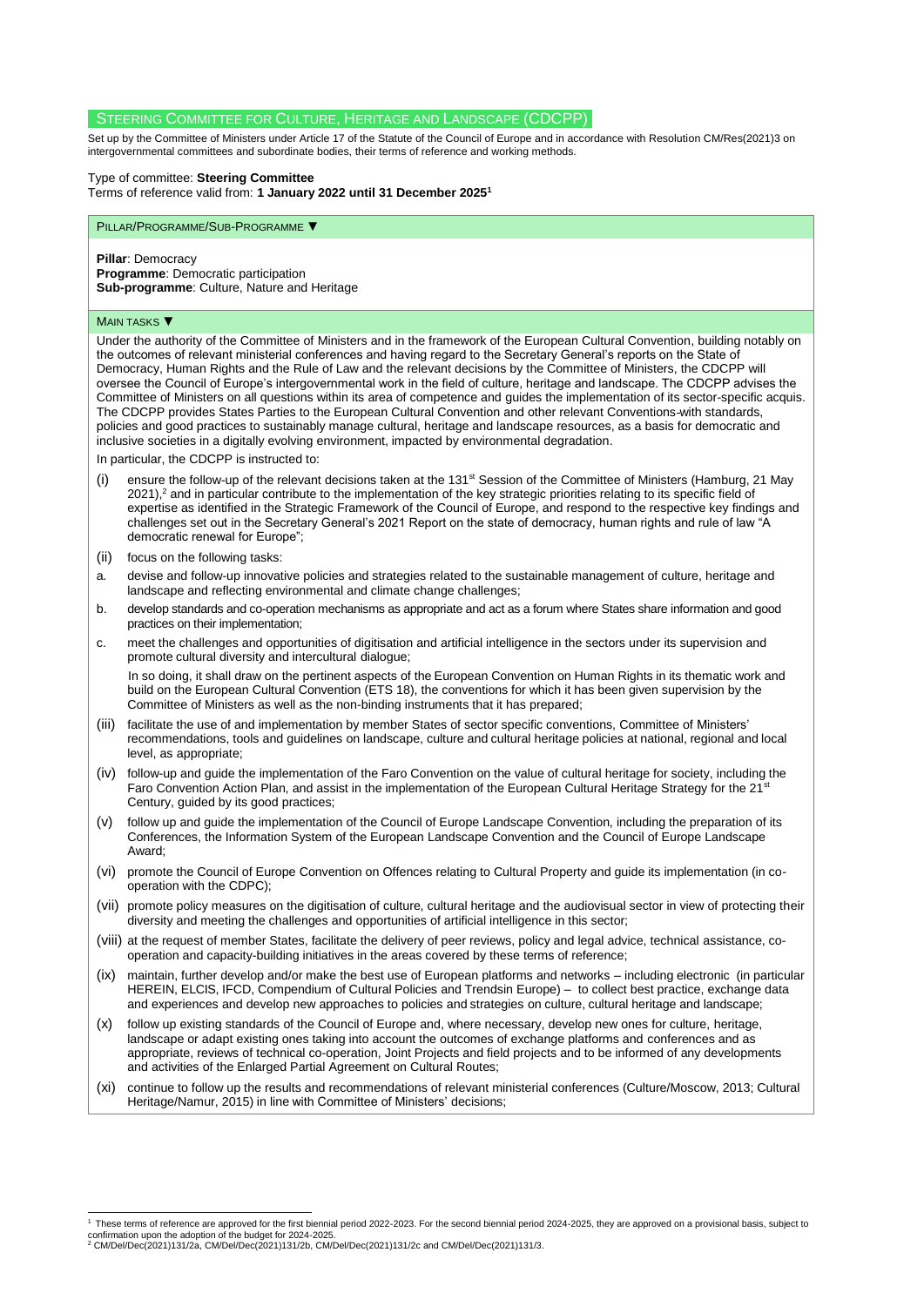## Steering Committee for Culture, Heritage and Landscape (CDCPP)

Set up by the Committee of Ministers under Article 17 of the Statute of the Council of Europe and in accordance with Resolution CM/Res(2021)3 on intergovernmental committees and subordinate bodies, their terms of reference and working methods.

Type of committee: **Steering Committee**

Terms of reference valid from: **1 January 2022 until 31 December 2025**[1]

### Pillar/Programme/Sub-Programme ▼

**Pillar**: Democracy

**Programme**: Democratic participation

**Sub-programme**: Culture, Nature and Heritage

### Main tasks ▼

Under the authority of the Committee of Ministers and in the framework of the European Cultural Convention, building notably on the outcomes of relevant ministerial conferences and having regard to the Secretary General's reports on the State of Democracy, Human Rights and the Rule of Law and the relevant decisions by the Committee of Ministers, the CDCPP will oversee the Council of Europe's intergovernmental work in the field of culture, heritage and landscape. The CDCPP advises the Committee of Ministers on all questions within its area of competence and guides the implementation of its sector-specific acquis. The CDCPP provides States Parties to the European Cultural Convention and other relevant Conventions with standards, policies and good practices to sustainably manage cultural, heritage and landscape resources, as a basis for democratic and inclusive societies in a digitally evolving environment, impacted by environmental degradation.

In particular, the CDCPP is instructed to:

(i) ensure the follow-up of the relevant decisions taken at the 131st Session of the Committee of Ministers (Hamburg, 21 May 2021),[2] and in particular contribute to the implementation of the key strategic priorities relating to its specific field of expertise as identified in the Strategic Framework of the Council of Europe, and respond to the respective key findings and challenges set out in the Secretary General's 2021 Report on the state of democracy, human rights and rule of law "A democratic renewal for Europe";

(ii) focus on the following tasks:

a. devise and follow-up innovative policies and strategies related to the sustainable management of culture, heritage and landscape and reflecting environmental and climate change challenges;

b. develop standards and co-operation mechanisms as appropriate and act as a forum where States share information and good practices on their implementation;

c. meet the challenges and opportunities of digitisation and artificial intelligence in the sectors under its supervision and promote cultural diversity and intercultural dialogue;

In so doing, it shall draw on the pertinent aspects of the European Convention on Human Rights in its thematic work and build on the European Cultural Convention (ETS 18), the conventions for which it has been given supervision by the Committee of Ministers as well as the non-binding instruments that it has prepared;

(iii) facilitate the use of and implementation by member States of sector specific conventions, Committee of Ministers' recommendations, tools and guidelines on landscape, culture and cultural heritage policies at national, regional and local level, as appropriate;

(iv) follow-up and guide the implementation of the Faro Convention on the value of cultural heritage for society, including the Faro Convention Action Plan, and assist in the implementation of the European Cultural Heritage Strategy for the 21st Century, guided by its good practices;

(v) follow up and guide the implementation of the Council of Europe Landscape Convention, including the preparation of its Conferences, the Information System of the European Landscape Convention and the Council of Europe Landscape Award;

(vi) promote the Council of Europe Convention on Offences relating to Cultural Property and guide its implementation (in co-operation with the CDPC);

(vii) promote policy measures on the digitisation of culture, cultural heritage and the audiovisual sector in view of protecting their diversity and meeting the challenges and opportunities of artificial intelligence in this sector;

(viii) at the request of member States, facilitate the delivery of peer reviews, policy and legal advice, technical assistance, co-operation and capacity-building initiatives in the areas covered by these terms of reference;

(ix) maintain, further develop and/or make the best use of European platforms and networks – including electronic (in particular HEREIN, ELCIS, IFCD, Compendium of Cultural Policies and Trendsin Europe) – to collect best practice, exchange data and experiences and develop new approaches to policies and strategies on culture, cultural heritage and landscape;

(x) follow up existing standards of the Council of Europe and, where necessary, develop new ones for culture, heritage, landscape or adapt existing ones taking into account the outcomes of exchange platforms and conferences and as appropriate, reviews of technical co-operation, Joint Projects and field projects and to be informed of any developments and activities of the Enlarged Partial Agreement on Cultural Routes;

(xi) continue to follow up the results and recommendations of relevant ministerial conferences (Culture/Moscow, 2013; Cultural Heritage/Namur, 2015) in line with Committee of Ministers' decisions;

---

[1] These terms of reference are approved for the first biennial period 2022-2023. For the second biennial period 2024-2025, they are approved on a provisional basis, subject to confirmation upon the adoption of the budget for 2024-2025.

[2] CM/Del/Dec(2021)131/2a, CM/Del/Dec(2021)131/2b, CM/Del/Dec(2021)131/2c and CM/Del/Dec(2021)131/3.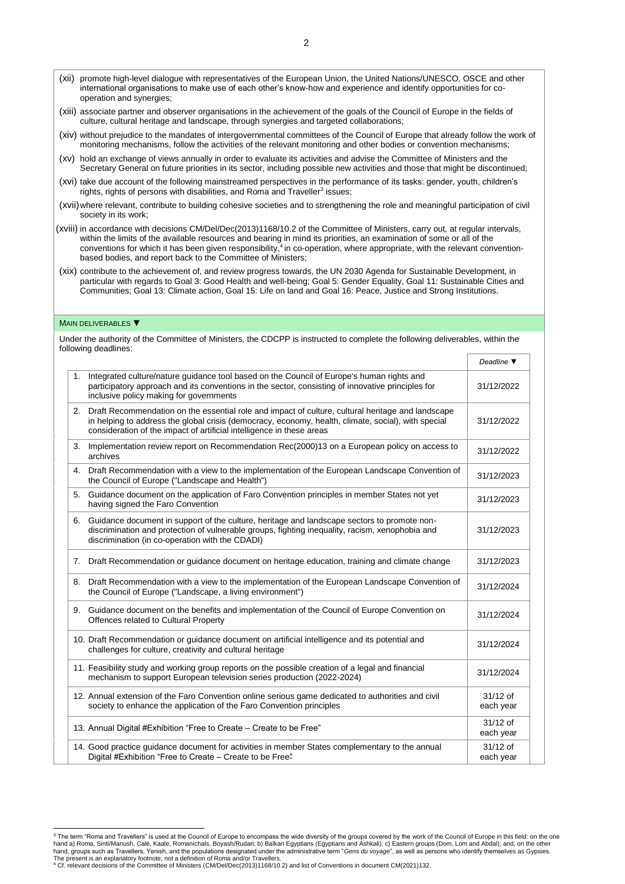(xii) promote high-level dialogue with representatives of the European Union, the United Nations/UNESCO, OSCE and other international organisations to make use of each other's know-how and experience and identify opportunities for co-operation and synergies;

(xiii) associate partner and observer organisations in the achievement of the goals of the Council of Europe in the fields of culture, cultural heritage and landscape, through synergies and targeted collaborations;

(xiv) without prejudice to the mandates of intergovernmental committees of the Council of Europe that already follow the work of monitoring mechanisms, follow the activities of the relevant monitoring and other bodies or convention mechanisms;

(xv) hold an exchange of views annually in order to evaluate its activities and advise the Committee of Ministers and the Secretary General on future priorities in its sector, including possible new activities and those that might be discontinued;

(xvi) take due account of the following mainstreamed perspectives in the performance of its tasks: gender, youth, children's rights, rights of persons with disabilities, and Roma and Traveller[3] issues;

(xvii) where relevant, contribute to building cohesive societies and to strengthening the role and meaningful participation of civil society in its work;

(xviii) in accordance with decisions CM/Del/Dec(2013)1168/10.2 of the Committee of Ministers, carry out, at regular intervals, within the limits of the available resources and bearing in mind its priorities, an examination of some or all of the conventions for which it has been given responsibility,[4] in co-operation, where appropriate, with the relevant convention-based bodies, and report back to the Committee of Ministers;

(xix) contribute to the achievement of, and review progress towards, the UN 2030 Agenda for Sustainable Development, in particular with regards to Goal 3: Good Health and well-being; Goal 5: Gender Equality, Goal 11: Sustainable Cities and Communities; Goal 13: Climate action, Goal 15: Life on land and Goal 16: Peace, Justice and Strong Institutions.

MAIN DELIVERABLES ▼

Under the authority of the Committee of Ministers, the CDCPP is instructed to complete the following deliverables, within the following deadlines:

| | *Deadline* ▼ |
|---|---|
| 1. Integrated culture/nature guidance tool based on the Council of Europe's human rights and participatory approach and its conventions in the sector, consisting of innovative principles for inclusive policy making for governments | 31/12/2022 |
| 2. Draft Recommendation on the essential role and impact of culture, cultural heritage and landscape in helping to address the global crisis (democracy, economy, health, climate, social), with special consideration of the impact of artificial intelligence in these areas | 31/12/2022 |
| 3. Implementation review report on Recommendation Rec(2000)13 on a European policy on access to archives | 31/12/2022 |
| 4. Draft Recommendation with a view to the implementation of the European Landscape Convention of the Council of Europe ("Landscape and Health") | 31/12/2023 |
| 5. Guidance document on the application of Faro Convention principles in member States not yet having signed the Faro Convention | 31/12/2023 |
| 6. Guidance document in support of the culture, heritage and landscape sectors to promote non-discrimination and protection of vulnerable groups, fighting inequality, racism, xenophobia and discrimination (in co-operation with the CDADI) | 31/12/2023 |
| 7. Draft Recommendation or guidance document on heritage education, training and climate change | 31/12/2023 |
| 8. Draft Recommendation with a view to the implementation of the European Landscape Convention of the Council of Europe ("Landscape, a living environment") | 31/12/2024 |
| 9. Guidance document on the benefits and implementation of the Council of Europe Convention on Offences related to Cultural Property | 31/12/2024 |
| 10. Draft Recommendation or guidance document on artificial intelligence and its potential and challenges for culture, creativity and cultural heritage | 31/12/2024 |
| 11. Feasibility study and working group reports on the possible creation of a legal and financial mechanism to support European television series production (2022-2024) | 31/12/2024 |
| 12. Annual extension of the Faro Convention online serious game dedicated to authorities and civil society to enhance the application of the Faro Convention principles | 31/12 of each year |
| 13. Annual Digital #Exhibition "Free to Create – Create to be Free" | 31/12 of each year |
| 14. Good practice guidance document for activities in member States complementary to the annual Digital #Exhibition "Free to Create – Create to be Free" | 31/12 of each year |

[3] The term "Roma and Travellers" is used at the Council of Europe to encompass the wide diversity of the groups covered by the work of the Council of Europe in this field: on the one hand a) Roma, Sinti/Manush, Calé, Kaale, Romanichals, Boyash/Rudari; b) Balkan Egyptians (Egyptians and Ashkali); c) Eastern groups (Dom, Lom and Abdal); and, on the other hand, groups such as Travellers, Yenish, and the populations designated under the administrative term "*Gens du voyage*", as well as persons who identify themselves as Gypsies. The present is an explanatory footnote, not a definition of Roma and/or Travellers.

[4] Cf. relevant decisions of the Committee of Ministers (CM/Del/Dec(2013)1168/10.2) and list of Conventions in document CM(2021)132.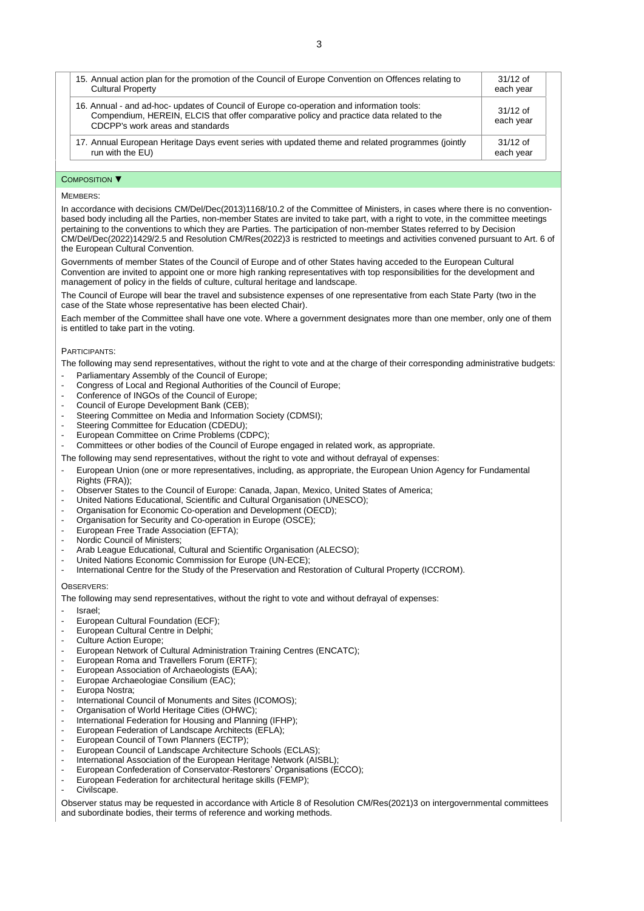| | |
|---|---|
| 15. Annual action plan for the promotion of the Council of Europe Convention on Offences relating to Cultural Property | 31/12 of each year |
| 16. Annual - and ad-hoc- updates of Council of Europe co-operation and information tools: Compendium, HEREIN, ELCIS that offer comparative policy and practice data related to the CDCPP's work areas and standards | 31/12 of each year |
| 17. Annual European Heritage Days event series with updated theme and related programmes (jointly run with the EU) | 31/12 of each year |

## COMPOSITION ▼

MEMBERS:

In accordance with decisions CM/Del/Dec(2013)1168/10.2 of the Committee of Ministers, in cases where there is no convention-based body including all the Parties, non-member States are invited to take part, with a right to vote, in the committee meetings pertaining to the conventions to which they are Parties. The participation of non-member States referred to by Decision CM/Del/Dec(2022)1429/2.5 and Resolution CM/Res(2022)3 is restricted to meetings and activities convened pursuant to Art. 6 of the European Cultural Convention.

Governments of member States of the Council of Europe and of other States having acceded to the European Cultural Convention are invited to appoint one or more high ranking representatives with top responsibilities for the development and management of policy in the fields of culture, cultural heritage and landscape.

The Council of Europe will bear the travel and subsistence expenses of one representative from each State Party (two in the case of the State whose representative has been elected Chair).

Each member of the Committee shall have one vote. Where a government designates more than one member, only one of them is entitled to take part in the voting.

PARTICIPANTS:

The following may send representatives, without the right to vote and at the charge of their corresponding administrative budgets:

- Parliamentary Assembly of the Council of Europe;
- Congress of Local and Regional Authorities of the Council of Europe;
- Conference of INGOs of the Council of Europe;
- Council of Europe Development Bank (CEB);
- Steering Committee on Media and Information Society (CDMSI);
- Steering Committee for Education (CDEDU);
- European Committee on Crime Problems (CDPC);
- Committees or other bodies of the Council of Europe engaged in related work, as appropriate.

The following may send representatives, without the right to vote and without defrayal of expenses:

- European Union (one or more representatives, including, as appropriate, the European Union Agency for Fundamental Rights (FRA));
- Observer States to the Council of Europe: Canada, Japan, Mexico, United States of America;
- United Nations Educational, Scientific and Cultural Organisation (UNESCO);
- Organisation for Economic Co-operation and Development (OECD);
- Organisation for Security and Co-operation in Europe (OSCE);
- European Free Trade Association (EFTA);
- Nordic Council of Ministers;
- Arab League Educational, Cultural and Scientific Organisation (ALECSO);
- United Nations Economic Commission for Europe (UN-ECE);
- International Centre for the Study of the Preservation and Restoration of Cultural Property (ICCROM).

OBSERVERS:

The following may send representatives, without the right to vote and without defrayal of expenses:

- Israel;
- European Cultural Foundation (ECF);
- European Cultural Centre in Delphi;
- Culture Action Europe;
- European Network of Cultural Administration Training Centres (ENCATC);
- European Roma and Travellers Forum (ERTF);
- European Association of Archaeologists (EAA);
- Europae Archaeologiae Consilium (EAC);
- Europa Nostra;
- International Council of Monuments and Sites (ICOMOS);
- Organisation of World Heritage Cities (OHWC);
- International Federation for Housing and Planning (IFHP);
- European Federation of Landscape Architects (EFLA);
- European Council of Town Planners (ECTP);
- European Council of Landscape Architecture Schools (ECLAS);
- International Association of the European Heritage Network (AISBL);
- European Confederation of Conservator-Restorers' Organisations (ECCO);
- European Federation for architectural heritage skills (FEMP);
- Civilscape.

Observer status may be requested in accordance with Article 8 of Resolution CM/Res(2021)3 on intergovernmental committees and subordinate bodies, their terms of reference and working methods.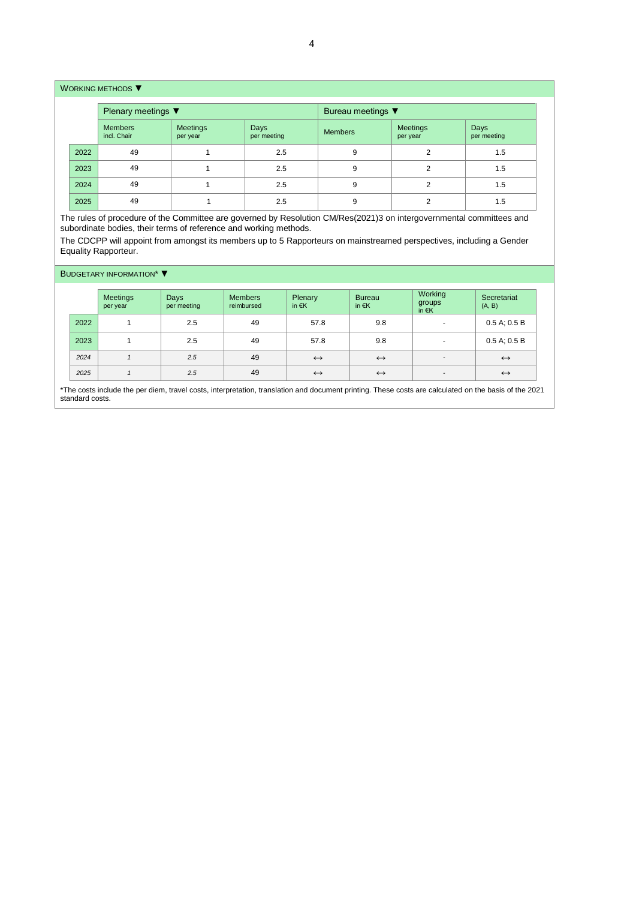## WORKING METHODS ▼

| | Plenary meetings ▼ | | | Bureau meetings ▼ | | |
|---|---|---|---|---|---|---|
| | Members incl. Chair | Meetings per year | Days per meeting | Members | Meetings per year | Days per meeting |
| 2022 | 49 | 1 | 2.5 | 9 | 2 | 1.5 |
| 2023 | 49 | 1 | 2.5 | 9 | 2 | 1.5 |
| 2024 | 49 | 1 | 2.5 | 9 | 2 | 1.5 |
| 2025 | 49 | 1 | 2.5 | 9 | 2 | 1.5 |

The rules of procedure of the Committee are governed by Resolution CM/Res(2021)3 on intergovernmental committees and subordinate bodies, their terms of reference and working methods.

The CDCPP will appoint from amongst its members up to 5 Rapporteurs on mainstreamed perspectives, including a Gender Equality Rapporteur.

## BUDGETARY INFORMATION* ▼

| | Meetings per year | Days per meeting | Members reimbursed | Plenary in €K | Bureau in €K | Working groups in €K | Secretariat (A, B) |
|---|---|---|---|---|---|---|---|
| 2022 | 1 | 2.5 | 49 | 57.8 | 9.8 | - | 0.5 A; 0.5 B |
| 2023 | 1 | 2.5 | 49 | 57.8 | 9.8 | - | 0.5 A; 0.5 B |
| *2024* | *1* | *2.5* | 49 | ↔ | ↔ | - | ↔ |
| *2025* | *1* | *2.5* | 49 | ↔ | ↔ | - | ↔ |

*The costs include the per diem, travel costs, interpretation, translation and document printing. These costs are calculated on the basis of the 2021 standard costs.